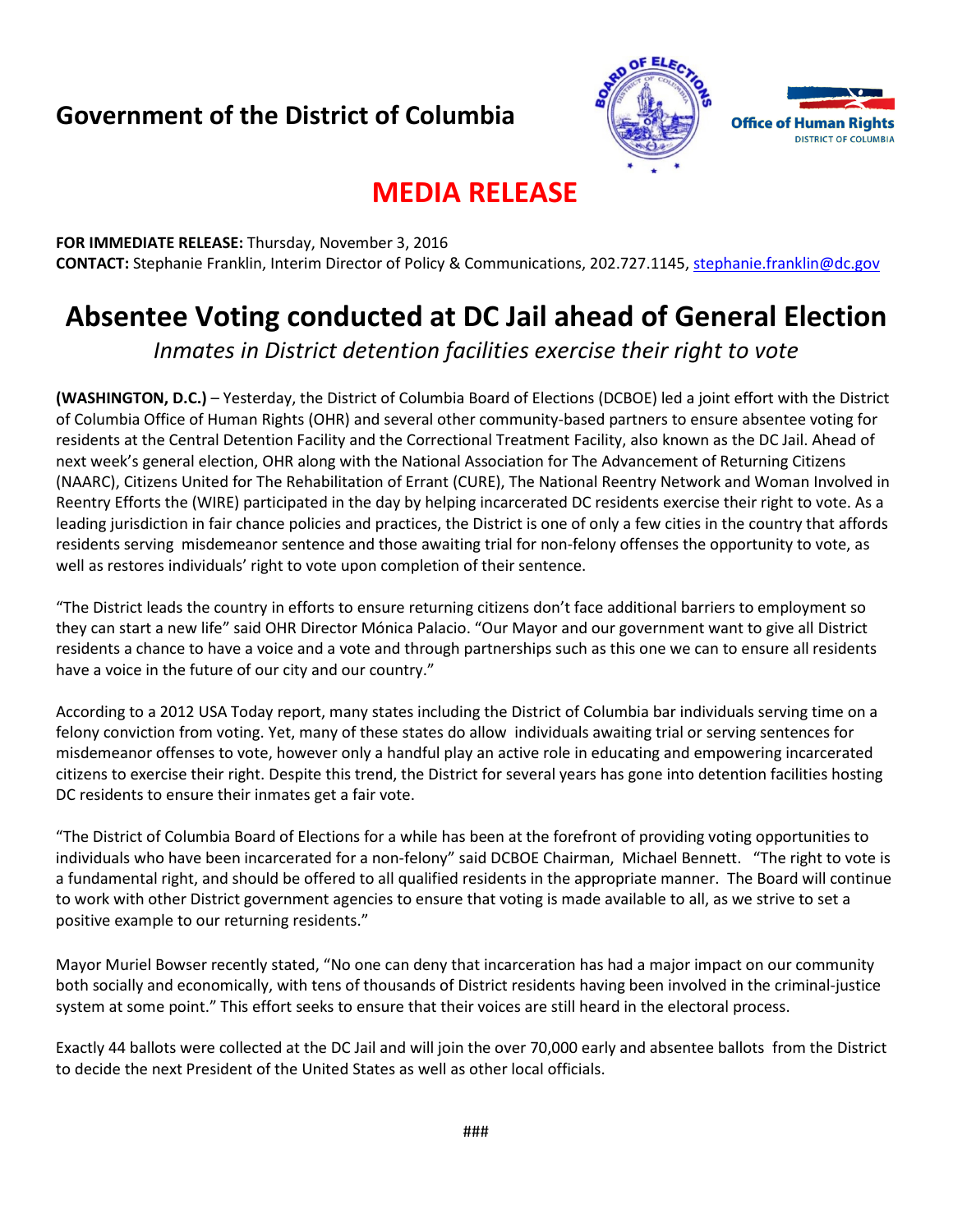**Government of the District of Columbia**

Office of Human Rights
DISTRICT OF COLUMBIA

# MEDIA RELEASE

**FOR IMMEDIATE RELEASE:** Thursday, November 3, 2016
**CONTACT:** Stephanie Franklin, Interim Director of Policy & Communications, 202.727.1145, stephanie.franklin@dc.gov

# Absentee Voting conducted at DC Jail ahead of General Election

*Inmates in District detention facilities exercise their right to vote*

**(WASHINGTON, D.C.)** – Yesterday, the District of Columbia Board of Elections (DCBOE) led a joint effort with the District of Columbia Office of Human Rights (OHR) and several other community-based partners to ensure absentee voting for residents at the Central Detention Facility and the Correctional Treatment Facility, also known as the DC Jail. Ahead of next week's general election, OHR along with the National Association for The Advancement of Returning Citizens (NAARC), Citizens United for The Rehabilitation of Errant (CURE), The National Reentry Network and Woman Involved in Reentry Efforts the (WIRE) participated in the day by helping incarcerated DC residents exercise their right to vote. As a leading jurisdiction in fair chance policies and practices, the District is one of only a few cities in the country that affords residents serving misdemeanor sentence and those awaiting trial for non-felony offenses the opportunity to vote, as well as restores individuals' right to vote upon completion of their sentence.

"The District leads the country in efforts to ensure returning citizens don't face additional barriers to employment so they can start a new life" said OHR Director Mónica Palacio. "Our Mayor and our government want to give all District residents a chance to have a voice and a vote and through partnerships such as this one we can to ensure all residents have a voice in the future of our city and our country."

According to a 2012 USA Today report, many states including the District of Columbia bar individuals serving time on a felony conviction from voting. Yet, many of these states do allow individuals awaiting trial or serving sentences for misdemeanor offenses to vote, however only a handful play an active role in educating and empowering incarcerated citizens to exercise their right. Despite this trend, the District for several years has gone into detention facilities hosting DC residents to ensure their inmates get a fair vote.

"The District of Columbia Board of Elections for a while has been at the forefront of providing voting opportunities to individuals who have been incarcerated for a non-felony" said DCBOE Chairman, Michael Bennett. "The right to vote is a fundamental right, and should be offered to all qualified residents in the appropriate manner. The Board will continue to work with other District government agencies to ensure that voting is made available to all, as we strive to set a positive example to our returning residents."

Mayor Muriel Bowser recently stated, "No one can deny that incarceration has had a major impact on our community both socially and economically, with tens of thousands of District residents having been involved in the criminal-justice system at some point." This effort seeks to ensure that their voices are still heard in the electoral process.

Exactly 44 ballots were collected at the DC Jail and will join the over 70,000 early and absentee ballots from the District to decide the next President of the United States as well as other local officials.

###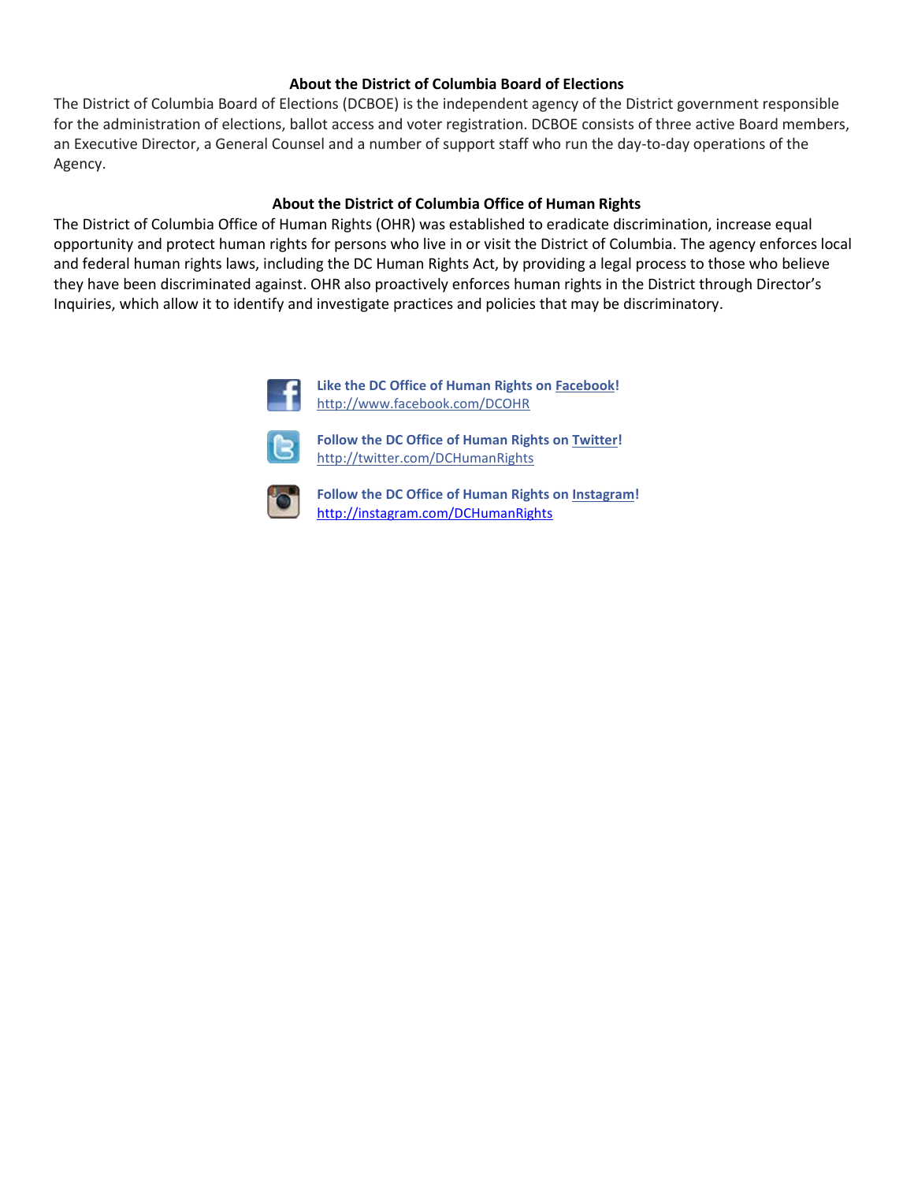**About the District of Columbia Board of Elections**

The District of Columbia Board of Elections (DCBOE) is the independent agency of the District government responsible for the administration of elections, ballot access and voter registration. DCBOE consists of three active Board members, an Executive Director, a General Counsel and a number of support staff who run the day-to-day operations of the Agency.

**About the District of Columbia Office of Human Rights**

The District of Columbia Office of Human Rights (OHR) was established to eradicate discrimination, increase equal opportunity and protect human rights for persons who live in or visit the District of Columbia. The agency enforces local and federal human rights laws, including the DC Human Rights Act, by providing a legal process to those who believe they have been discriminated against. OHR also proactively enforces human rights in the District through Director's Inquiries, which allow it to identify and investigate practices and policies that may be discriminatory.

**Like the DC Office of Human Rights on Facebook!**
http://www.facebook.com/DCOHR

**Follow the DC Office of Human Rights on Twitter!**
http://twitter.com/DCHumanRights

**Follow the DC Office of Human Rights on Instagram!**
http://instagram.com/DCHumanRights